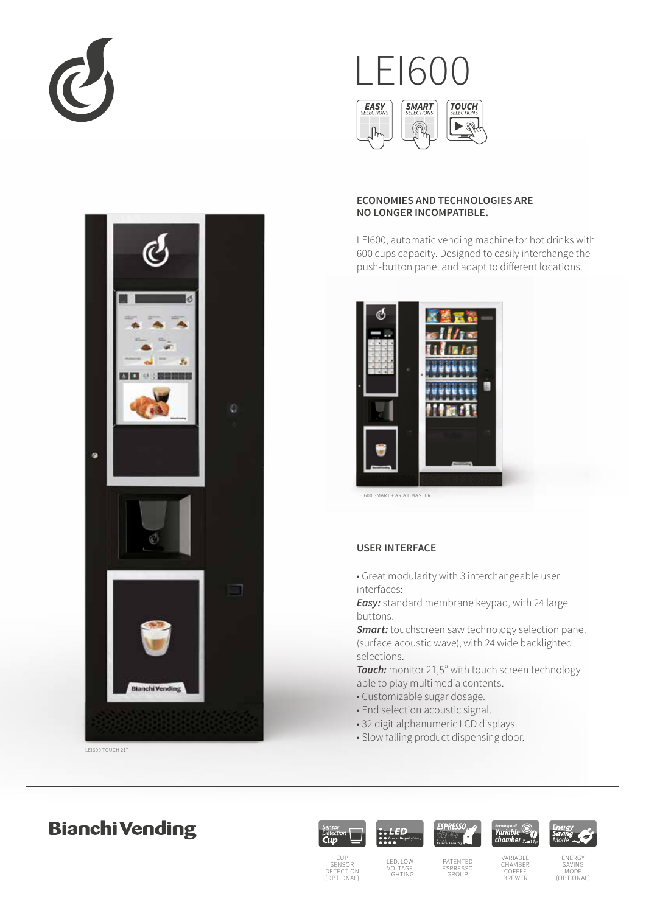# LEI600

EASY SELECTIONS | SMART SELECTIONS | TOUCH SELECTIONS

**ECONOMIES AND TECHNOLOGIES ARE NO LONGER INCOMPATIBLE.**

LEI600, automatic vending machine for hot drinks with 600 cups capacity. Designed to easily interchange the push-button panel and adapt to different locations.

LEI600 SMART + ARIA L MASTER

## USER INTERFACE

- Great modularity with 3 interchangeable user interfaces:

***Easy:*** standard membrane keypad, with 24 large buttons.

***Smart:*** touchscreen saw technology selection panel (surface acoustic wave), with 24 wide backlighted selections.

***Touch:*** monitor 21,5" with touch screen technology able to play multimedia contents.

- Customizable sugar dosage.
- End selection acoustic signal.
- 32 digit alphanumeric LCD displays.
- Slow falling product dispensing door.

LEI600 TOUCH 21"

**Bianchi Vending**

- CUP SENSOR DETECTION (OPTIONAL)
- LED, LOW VOLTAGE LIGHTING
- PATENTED ESPRESSO GROUP
- VARIABLE CHAMBER COFFEE BREWER
- ENERGY SAVING MODE (OPTIONAL)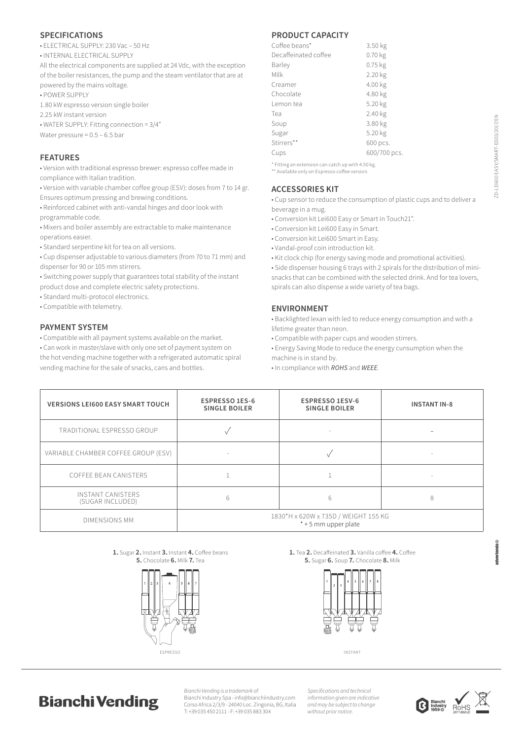## SPECIFICATIONS

- ELECTRICAL SUPPLY: 230 Vac – 50 Hz
- INTERNAL ELECTRICAL SUPPLY

All the electrical components are supplied at 24 Vdc, with the exception of the boiler resistances, the pump and the steam ventilator that are at powered by the mains voltage.

- POWER SUPPLY

1.80 kW espresso version single boiler

2.25 kW instant version

- WATER SUPPLY: Fitting connection = 3/4"

Water pressure = 0.5 – 6.5 bar

## FEATURES

- Version with traditional espresso brewer: espresso coffee made in compliance with Italian tradition.
- Version with variable chamber coffee group (ESV): doses from 7 to 14 gr. Ensures optimum pressing and brewing conditions.
- Reinforced cabinet with anti-vandal hinges and door look with programmable code.
- Mixers and boiler assembly are extractable to make maintenance operations easier.
- Standard serpentine kit for tea on all versions.
- Cup dispenser adjustable to various diameters (from 70 to 71 mm) and dispenser for 90 or 105 mm stirrers.
- Switching power supply that guarantees total stability of the instant product dose and complete electric safety protections.
- Standard multi-protocol electronics.
- Compatible with telemetry.

## PAYMENT SYSTEM

- Compatible with all payment systems available on the market.
- Can work in master/slave with only one set of payment system on the hot vending machine together with a refrigerated automatic spiral vending machine for the sale of snacks, cans and bottles.

## PRODUCT CAPACITY

| | |
|---|---|
| Coffee beans* | 3.50 kg |
| Decaffeinated coffee | 0.70 kg |
| Barley | 0.75 kg |
| Milk | 2.20 kg |
| Creamer | 4.00 kg |
| Chocolate | 4.80 kg |
| Lemon tea | 5.20 kg |
| Tea | 2.40 kg |
| Soup | 3.80 kg |
| Sugar | 5.20 kg |
| Stirrers** | 600 pcs. |
| Cups | 600/700 pcs. |

* Fitting an extension can catch up with 4.50 kg.
** Available only on Espresso coffee version.

## ACCESSORIES KIT

- Cup sensor to reduce the consumption of plastic cups and to deliver a beverage in a mug.
- Conversion kit Lei600 Easy or Smart in Touch21".
- Conversion kit Lei600 Easy in Smart.
- Conversion kit Lei600 Smart in Easy.
- Vandal-proof coin introduction kit.
- Kit clock chip (for energy saving mode and promotional activities).
- Side dispenser housing 6 trays with 2 spirals for the distribution of mini-snacks that can be combined with the selected drink. And for tea lovers, spirals can also dispense a wide variety of tea bags.

## ENVIRONMENT

- Backlighted lexan with led to reduce energy consumption and with a lifetime greater than neon.
- Compatible with paper cups and wooden stirrers.
- Energy Saving Mode to reduce the energy cunsumption when the machine is in stand by.
- In compliance with *ROHS* and *WEEE*.

| VERSIONS LEI600 EASY SMART TOUCH | ESPRESSO 1ES-6 SINGLE BOILER | ESPRESSO 1ESV-6 SINGLE BOILER | INSTANT IN-8 |
|---|---|---|---|
| TRADITIONAL ESPRESSO GROUP | √ | - | - |
| VARIABLE CHAMBER COFFEE GROUP (ESV) | - | √ | - |
| COFFEE BEAN CANISTERS | 1 | 1 | - |
| INSTANT CANISTERS (SUGAR INCLUDED) | 6 | 6 | 8 |
| DIMENSIONS MM | 1830*H x 620W x 735D / WEIGHT 155 KG<br>* + 5 mm upper plate | | |

**1.** Sugar **2.** Instant **3.** Instant **4.** Coffee beans **5.** Chocolate **6.** Milk **7.** Tea

ESPRESSO

**1.** Tea **2.** Decaffeinated **3.** Vanilla coffee **4.** Coffee **5.** Sugar **6.** Soup **7.** Chocolate **8.** Milk

INSTANT

ZD-LEI600 EASY/SMART-ED03/2017/EN

**Bianchi Vending**

*Bianchi Vending is a trademark of:*
Bianchi Industry Spa - info@bianchiindustry.com
Corso Africa 2/3/9 - 24040 Loc. Zingonia, BG, Italia
T: +39 035 450 2111 - F: +39 035 883 304

*Specifications and technical information given are indicative and may be subject to change without prior notice.*